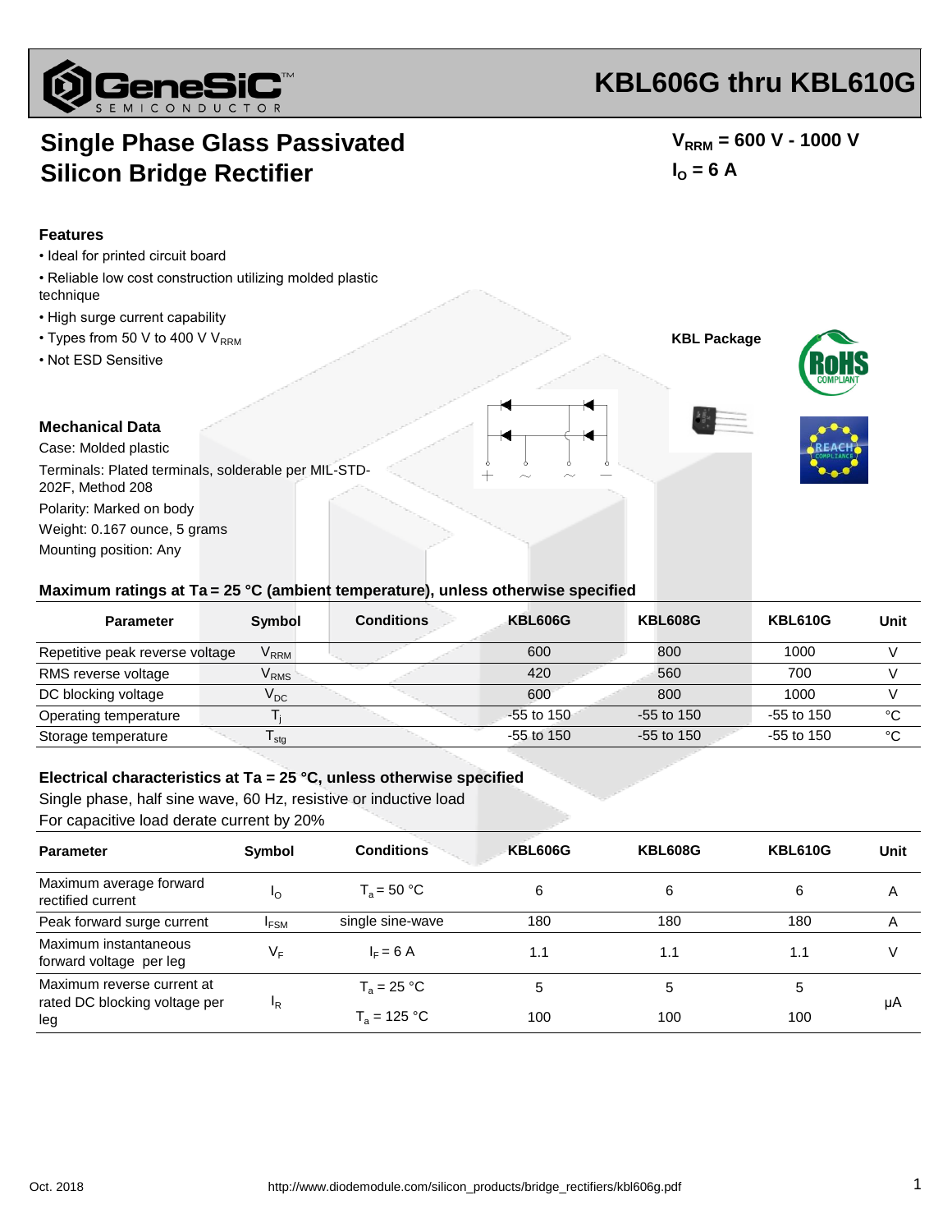# KBL606G thru KBL610G

## Single Phase Glass Passivated Silicon Bridge Rectifier

$V_{RRM}$ = 600 V - 1000 V

$I_O$ = 6 A

### Features

- Ideal for printed circuit board
- Reliable low cost construction utilizing molded plastic technique
- High surge current capability
- Types from 50 V to 400 V $V_{RRM}$
- Not ESD Sensitive

**KBL Package**

### Mechanical Data

Case: Molded plastic

Terminals: Plated terminals, solderable per MIL-STD-202F, Method 208

Polarity: Marked on body

Weight: 0.167 ounce, 5 grams

Mounting position: Any

### Maximum ratings at Ta = 25 °C (ambient temperature), unless otherwise specified

| Parameter | Symbol | Conditions | KBL606G | KBL608G | KBL610G | Unit |
|---|---|---|---|---|---|---|
| Repetitive peak reverse voltage | $V_{RRM}$ | | 600 | 800 | 1000 | V |
| RMS reverse voltage | $V_{RMS}$ | | 420 | 560 | 700 | V |
| DC blocking voltage | $V_{DC}$ | | 600 | 800 | 1000 | V |
| Operating temperature | $T_j$ | | -55 to 150 | -55 to 150 | -55 to 150 | °C |
| Storage temperature | $T_{stg}$ | | -55 to 150 | -55 to 150 | -55 to 150 | °C |

### Electrical characteristics at Ta = 25 °C, unless otherwise specified

Single phase, half sine wave, 60 Hz, resistive or inductive load

For capacitive load derate current by 20%

| Parameter | Symbol | Conditions | KBL606G | KBL608G | KBL610G | Unit |
|---|---|---|---|---|---|---|
| Maximum average forward rectified current | $I_O$ | $T_a$ = 50 °C | 6 | 6 | 6 | A |
| Peak forward surge current | $I_{FSM}$ | single sine-wave | 180 | 180 | 180 | A |
| Maximum instantaneous forward voltage per leg | $V_F$ | $I_F$ = 6 A | 1.1 | 1.1 | 1.1 | V |
| Maximum reverse current at rated DC blocking voltage per leg | $I_R$ | $T_a$ = 25 °C | 5 | 5 | 5 | µA |
| | | $T_a$ = 125 °C | 100 | 100 | 100 | |

Oct. 2018

http://www.diodemodule.com/silicon_products/bridge_rectifiers/kbl606g.pdf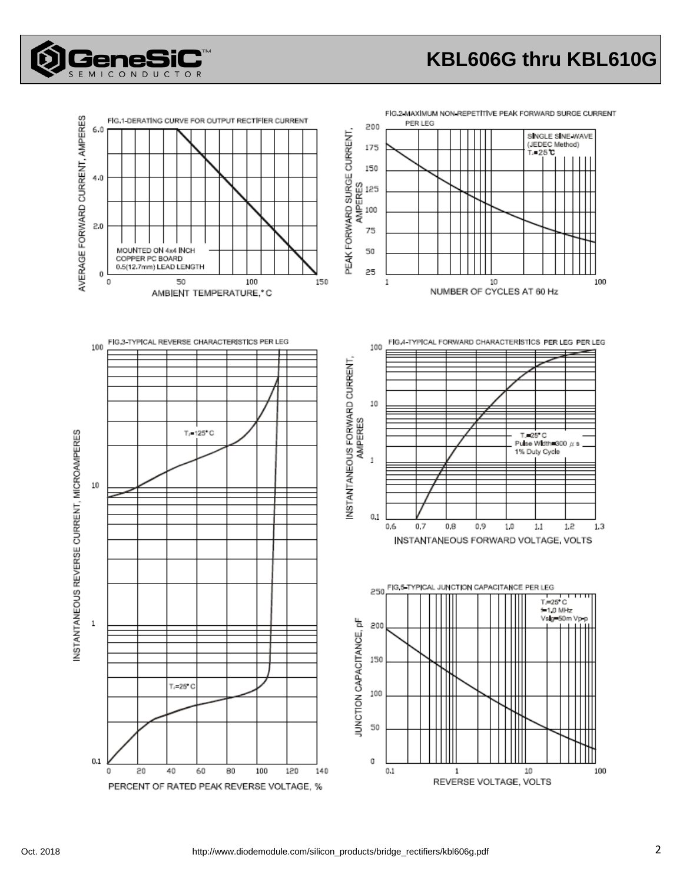FIG.1-DERATING CURVE FOR OUTPUT RECTIFIER CURRENT

AVERAGE FORWARD CURRENT, AMPERES

MOUNTED ON 4x4 INCH COPPER PC BOARD 0.5(12.7mm) LEAD LENGTH

AMBIENT TEMPERATURE,°C

FIG.2-MAXIMUM NON-REPETITIVE PEAK FORWARD SURGE CURRENT PER LEG

PEAK FORWARD SURGE CURRENT, AMPERES

SINGLE SINE-WAVE (JEDEC Method) $T_J$=25°C

NUMBER OF CYCLES AT 60 Hz

FIG.3-TYPICAL REVERSE CHARACTERISTICS PER LEG

INSTANTANEOUS REVERSE CURRENT, MICROAMPERES

$T_J$=125°C

$T_J$=25°C

PERCENT OF RATED PEAK REVERSE VOLTAGE, %

FIG.4-TYPICAL FORWARD CHARACTERISTICS PER LEG PER LEG

INSTANTANEOUS FORWARD CURRENT, AMPERES

$T_J$=25°C Pulse Width=300 μs 1% Duty Cycle

INSTANTANEOUS FORWARD VOLTAGE, VOLTS

FIG.5-TYPICAL JUNCTION CAPACITANCE PER LEG

JUNCTION CAPACITANCE, pF

$T_J$=25°C f=1.0 MHz Vsig=50m Vp-p

REVERSE VOLTAGE, VOLTS

Oct. 2018

http://www.diodemodule.com/silicon_products/bridge_rectifiers/kbl606g.pdf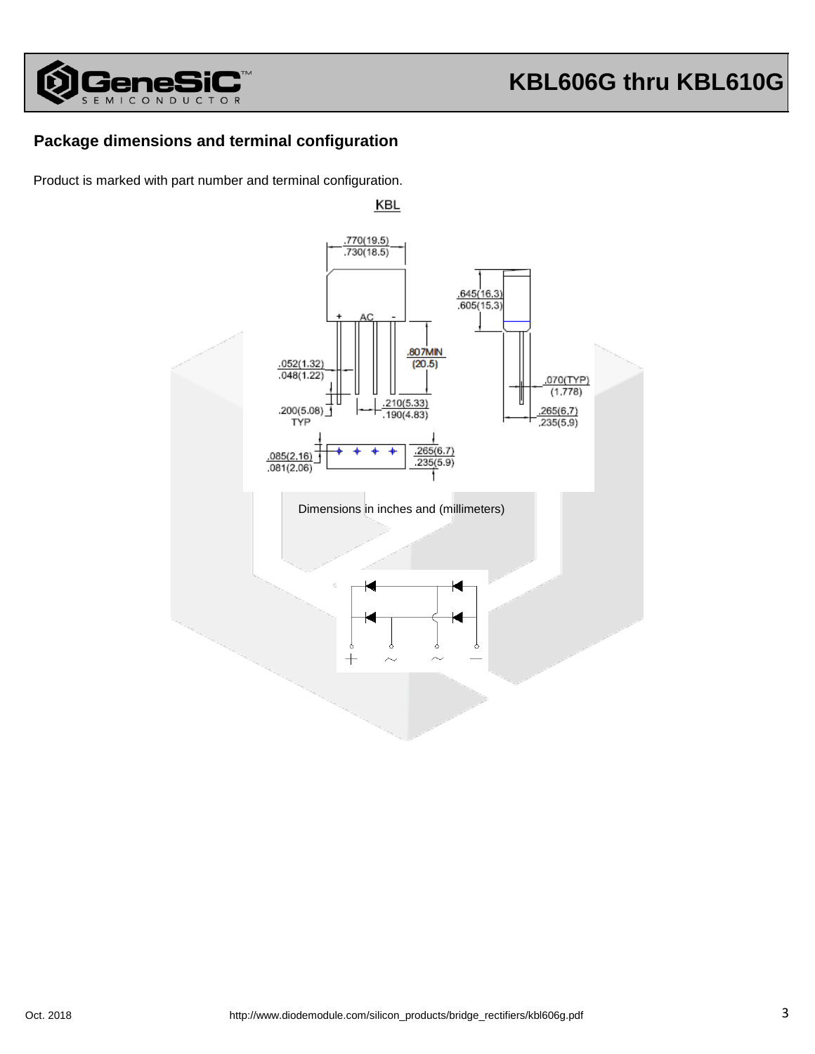## Package dimensions and terminal configuration

Product is marked with part number and terminal configuration.

KBL

.770(19.5)
.730(18.5)

.645(16.3)
.605(15.3)

+ AC -

.807MIN
(20.5)

.052(1.32)
.048(1.22)

.070(TYP)
(1.778)

.200(5.08)
TYP

.210(5.33)
.190(4.83)

.265(6.7)
.235(5.9)

.085(2.16)
.081(2.06)

.265(6.7)
.235(5.9)

Dimensions in inches and (millimeters)

\+ ~ ~ —